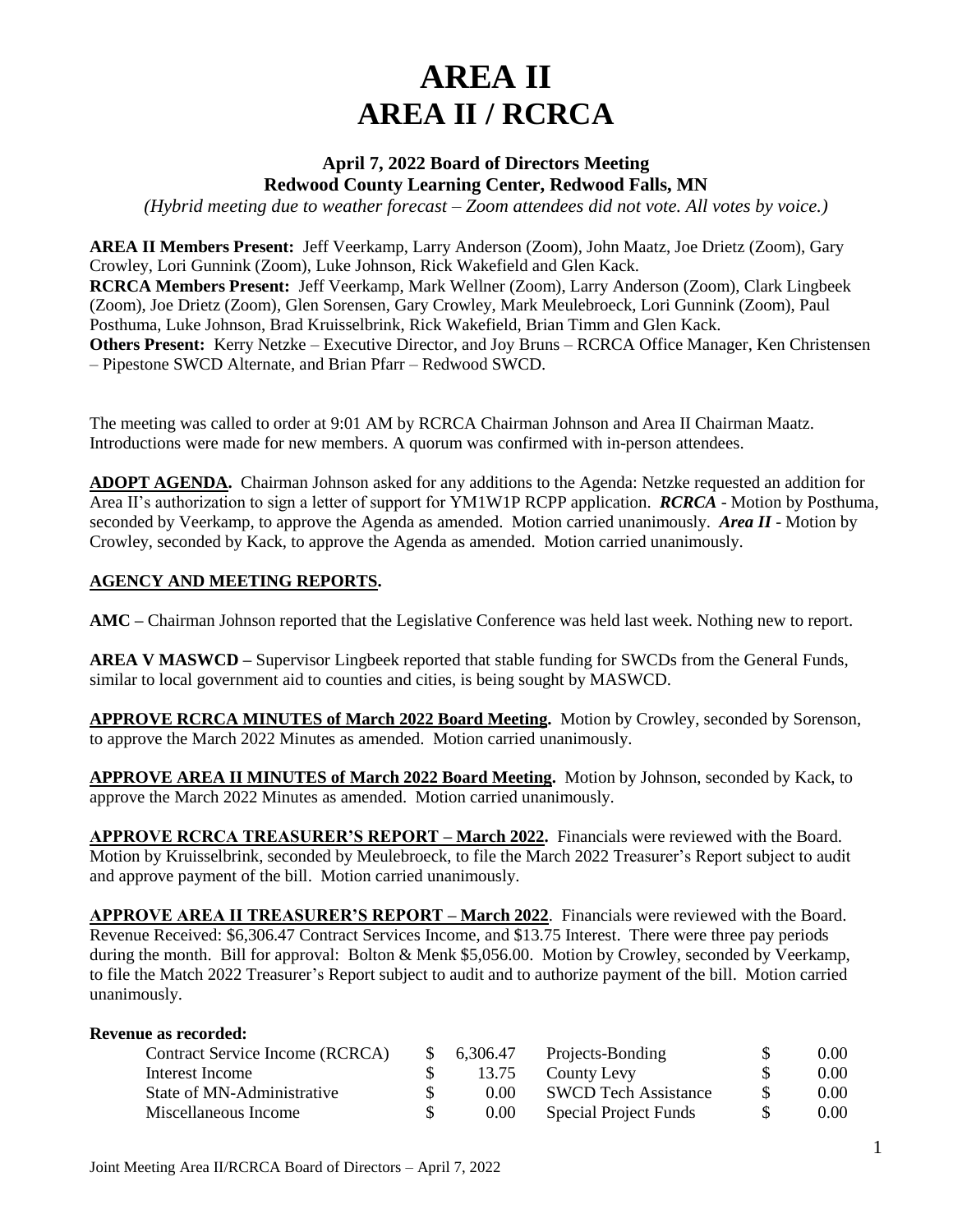# AREA II
# AREA II / RCRCA

### April 7, 2022 Board of Directors Meeting
### Redwood County Learning Center, Redwood Falls, MN

*(Hybrid meeting due to weather forecast – Zoom attendees did not vote. All votes by voice.)*

**AREA II Members Present:** Jeff Veerkamp, Larry Anderson (Zoom), John Maatz, Joe Drietz (Zoom), Gary Crowley, Lori Gunnink (Zoom), Luke Johnson, Rick Wakefield and Glen Kack.
**RCRCA Members Present:** Jeff Veerkamp, Mark Wellner (Zoom), Larry Anderson (Zoom), Clark Lingbeek (Zoom), Joe Drietz (Zoom), Glen Sorensen, Gary Crowley, Mark Meulebroeck, Lori Gunnink (Zoom), Paul Posthuma, Luke Johnson, Brad Kruisselbrink, Rick Wakefield, Brian Timm and Glen Kack.
**Others Present:** Kerry Netzke – Executive Director, and Joy Bruns – RCRCA Office Manager, Ken Christensen – Pipestone SWCD Alternate, and Brian Pfarr – Redwood SWCD.

The meeting was called to order at 9:01 AM by RCRCA Chairman Johnson and Area II Chairman Maatz. Introductions were made for new members. A quorum was confirmed with in-person attendees.

**ADOPT AGENDA.** Chairman Johnson asked for any additions to the Agenda: Netzke requested an addition for Area II's authorization to sign a letter of support for YM1W1P RCPP application. ***RCRCA*** - Motion by Posthuma, seconded by Veerkamp, to approve the Agenda as amended. Motion carried unanimously. ***Area II*** - Motion by Crowley, seconded by Kack, to approve the Agenda as amended. Motion carried unanimously.

**AGENCY AND MEETING REPORTS.**

**AMC –** Chairman Johnson reported that the Legislative Conference was held last week. Nothing new to report.

**AREA V MASWCD –** Supervisor Lingbeek reported that stable funding for SWCDs from the General Funds, similar to local government aid to counties and cities, is being sought by MASWCD.

**APPROVE RCRCA MINUTES of March 2022 Board Meeting.** Motion by Crowley, seconded by Sorenson, to approve the March 2022 Minutes as amended. Motion carried unanimously.

**APPROVE AREA II MINUTES of March 2022 Board Meeting.** Motion by Johnson, seconded by Kack, to approve the March 2022 Minutes as amended. Motion carried unanimously.

**APPROVE RCRCA TREASURER'S REPORT – March 2022.** Financials were reviewed with the Board. Motion by Kruisselbrink, seconded by Meulebroeck, to file the March 2022 Treasurer's Report subject to audit and approve payment of the bill. Motion carried unanimously.

**APPROVE AREA II TREASURER'S REPORT – March 2022**. Financials were reviewed with the Board. Revenue Received: $6,306.47 Contract Services Income, and $13.75 Interest. There were three pay periods during the month. Bill for approval: Bolton & Menk $5,056.00. Motion by Crowley, seconded by Veerkamp, to file the Match 2022 Treasurer's Report subject to audit and to authorize payment of the bill. Motion carried unanimously.

**Revenue as recorded:**

| | | | |
|---|---|---|---|
| Contract Service Income (RCRCA) | $ 6,306.47 | Projects-Bonding | $ 0.00 |
| Interest Income | $ 13.75 | County Levy | $ 0.00 |
| State of MN-Administrative | $ 0.00 | SWCD Tech Assistance | $ 0.00 |
| Miscellaneous Income | $ 0.00 | Special Project Funds | $ 0.00 |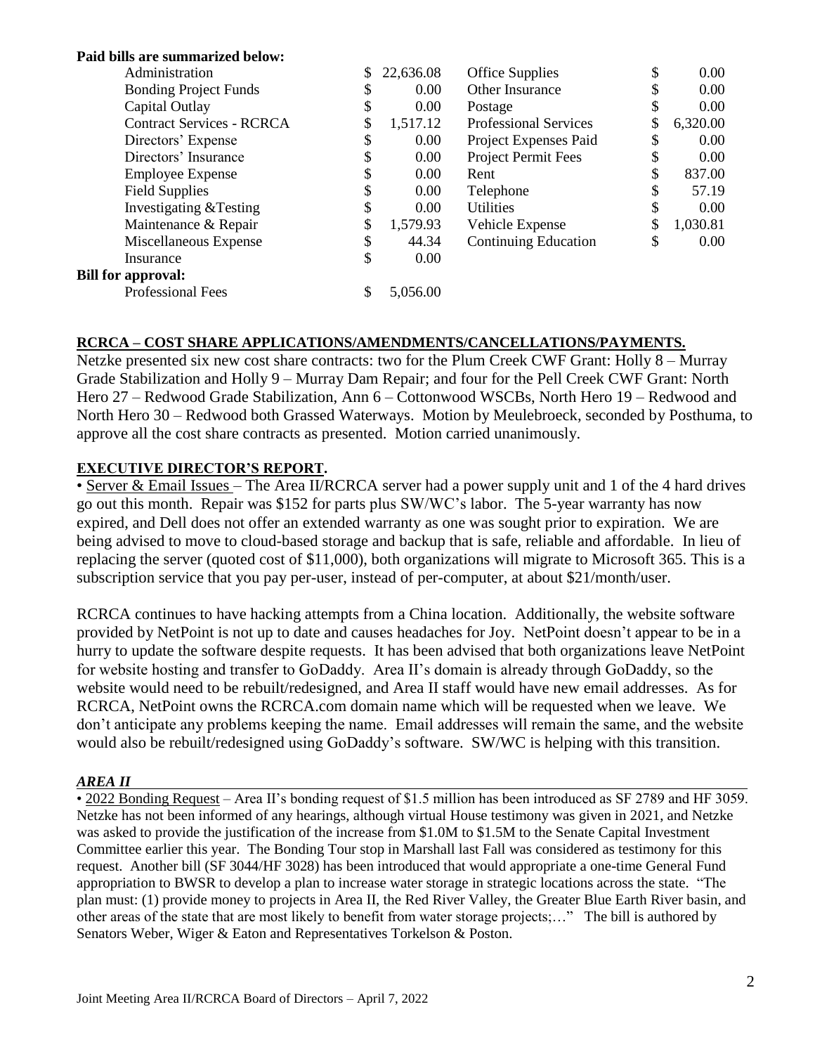**Paid bills are summarized below:**

| | | | |
|---|---|---|---|
| Administration | $ 22,636.08 | Office Supplies | $ 0.00 |
| Bonding Project Funds | $ 0.00 | Other Insurance | $ 0.00 |
| Capital Outlay | $ 0.00 | Postage | $ 0.00 |
| Contract Services - RCRCA | $ 1,517.12 | Professional Services | $ 6,320.00 |
| Directors' Expense | $ 0.00 | Project Expenses Paid | $ 0.00 |
| Directors' Insurance | $ 0.00 | Project Permit Fees | $ 0.00 |
| Employee Expense | $ 0.00 | Rent | $ 837.00 |
| Field Supplies | $ 0.00 | Telephone | $ 57.19 |
| Investigating &Testing | $ 0.00 | Utilities | $ 0.00 |
| Maintenance & Repair | $ 1,579.93 | Vehicle Expense | $ 1,030.81 |
| Miscellaneous Expense | $ 44.34 | Continuing Education | $ 0.00 |
| Insurance | $ 0.00 | | |
| **Bill for approval:** | | | |
| Professional Fees | $ 5,056.00 | | |

**RCRCA – COST SHARE APPLICATIONS/AMENDMENTS/CANCELLATIONS/PAYMENTS.**

Netzke presented six new cost share contracts: two for the Plum Creek CWF Grant: Holly 8 – Murray Grade Stabilization and Holly 9 – Murray Dam Repair; and four for the Pell Creek CWF Grant: North Hero 27 – Redwood Grade Stabilization, Ann 6 – Cottonwood WSCBs, North Hero 19 – Redwood and North Hero 30 – Redwood both Grassed Waterways. Motion by Meulebroeck, seconded by Posthuma, to approve all the cost share contracts as presented. Motion carried unanimously.

**EXECUTIVE DIRECTOR'S REPORT.**

• Server & Email Issues – The Area II/RCRCA server had a power supply unit and 1 of the 4 hard drives go out this month. Repair was $152 for parts plus SW/WC's labor. The 5-year warranty has now expired, and Dell does not offer an extended warranty as one was sought prior to expiration. We are being advised to move to cloud-based storage and backup that is safe, reliable and affordable. In lieu of replacing the server (quoted cost of $11,000), both organizations will migrate to Microsoft 365. This is a subscription service that you pay per-user, instead of per-computer, at about $21/month/user.

RCRCA continues to have hacking attempts from a China location. Additionally, the website software provided by NetPoint is not up to date and causes headaches for Joy. NetPoint doesn't appear to be in a hurry to update the software despite requests. It has been advised that both organizations leave NetPoint for website hosting and transfer to GoDaddy. Area II's domain is already through GoDaddy, so the website would need to be rebuilt/redesigned, and Area II staff would have new email addresses. As for RCRCA, NetPoint owns the RCRCA.com domain name which will be requested when we leave. We don't anticipate any problems keeping the name. Email addresses will remain the same, and the website would also be rebuilt/redesigned using GoDaddy's software. SW/WC is helping with this transition.

***AREA II***

• 2022 Bonding Request – Area II's bonding request of $1.5 million has been introduced as SF 2789 and HF 3059. Netzke has not been informed of any hearings, although virtual House testimony was given in 2021, and Netzke was asked to provide the justification of the increase from $1.0M to $1.5M to the Senate Capital Investment Committee earlier this year. The Bonding Tour stop in Marshall last Fall was considered as testimony for this request. Another bill (SF 3044/HF 3028) has been introduced that would appropriate a one-time General Fund appropriation to BWSR to develop a plan to increase water storage in strategic locations across the state. "The plan must: (1) provide money to projects in Area II, the Red River Valley, the Greater Blue Earth River basin, and other areas of the state that are most likely to benefit from water storage projects;…" The bill is authored by Senators Weber, Wiger & Eaton and Representatives Torkelson & Poston.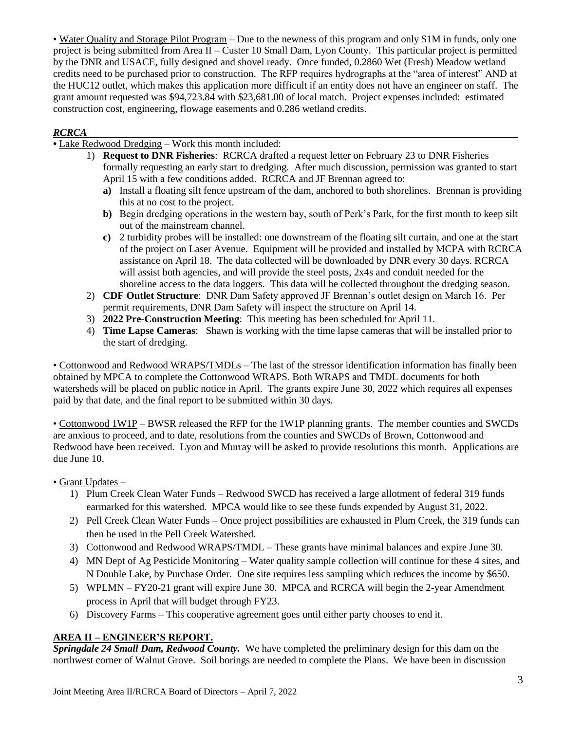• Water Quality and Storage Pilot Program – Due to the newness of this program and only $1M in funds, only one project is being submitted from Area II – Custer 10 Small Dam, Lyon County. This particular project is permitted by the DNR and USACE, fully designed and shovel ready. Once funded, 0.2860 Wet (Fresh) Meadow wetland credits need to be purchased prior to construction. The RFP requires hydrographs at the "area of interest" AND at the HUC12 outlet, which makes this application more difficult if an entity does not have an engineer on staff. The grant amount requested was $94,723.84 with $23,681.00 of local match. Project expenses included: estimated construction cost, engineering, flowage easements and 0.286 wetland credits.

### ***RCRCA***

• Lake Redwood Dredging – Work this month included:

1) **Request to DNR Fisheries**: RCRCA drafted a request letter on February 23 to DNR Fisheries formally requesting an early start to dredging. After much discussion, permission was granted to start April 15 with a few conditions added. RCRCA and JF Brennan agreed to:
   - **a)** Install a floating silt fence upstream of the dam, anchored to both shorelines. Brennan is providing this at no cost to the project.
   - **b)** Begin dredging operations in the western bay, south of Perk's Park, for the first month to keep silt out of the mainstream channel.
   - **c)** 2 turbidity probes will be installed: one downstream of the floating silt curtain, and one at the start of the project on Laser Avenue. Equipment will be provided and installed by MCPA with RCRCA assistance on April 18. The data collected will be downloaded by DNR every 30 days. RCRCA will assist both agencies, and will provide the steel posts, 2x4s and conduit needed for the shoreline access to the data loggers. This data will be collected throughout the dredging season.
2) **CDF Outlet Structure**: DNR Dam Safety approved JF Brennan's outlet design on March 16. Per permit requirements, DNR Dam Safety will inspect the structure on April 14.
3) **2022 Pre-Construction Meeting**: This meeting has been scheduled for April 11.
4) **Time Lapse Cameras**: Shawn is working with the time lapse cameras that will be installed prior to the start of dredging.

• Cottonwood and Redwood WRAPS/TMDLs – The last of the stressor identification information has finally been obtained by MPCA to complete the Cottonwood WRAPS. Both WRAPS and TMDL documents for both watersheds will be placed on public notice in April. The grants expire June 30, 2022 which requires all expenses paid by that date, and the final report to be submitted within 30 days.

• Cottonwood 1W1P – BWSR released the RFP for the 1W1P planning grants. The member counties and SWCDs are anxious to proceed, and to date, resolutions from the counties and SWCDs of Brown, Cottonwood and Redwood have been received. Lyon and Murray will be asked to provide resolutions this month. Applications are due June 10.

• Grant Updates –

1) Plum Creek Clean Water Funds – Redwood SWCD has received a large allotment of federal 319 funds earmarked for this watershed. MPCA would like to see these funds expended by August 31, 2022.
2) Pell Creek Clean Water Funds – Once project possibilities are exhausted in Plum Creek, the 319 funds can then be used in the Pell Creek Watershed.
3) Cottonwood and Redwood WRAPS/TMDL – These grants have minimal balances and expire June 30.
4) MN Dept of Ag Pesticide Monitoring – Water quality sample collection will continue for these 4 sites, and N Double Lake, by Purchase Order. One site requires less sampling which reduces the income by $650.
5) WPLMN – FY20-21 grant will expire June 30. MPCA and RCRCA will begin the 2-year Amendment process in April that will budget through FY23.
6) Discovery Farms – This cooperative agreement goes until either party chooses to end it.

## **AREA II – ENGINEER'S REPORT.**

***Springdale 24 Small Dam, Redwood County.*** We have completed the preliminary design for this dam on the northwest corner of Walnut Grove. Soil borings are needed to complete the Plans. We have been in discussion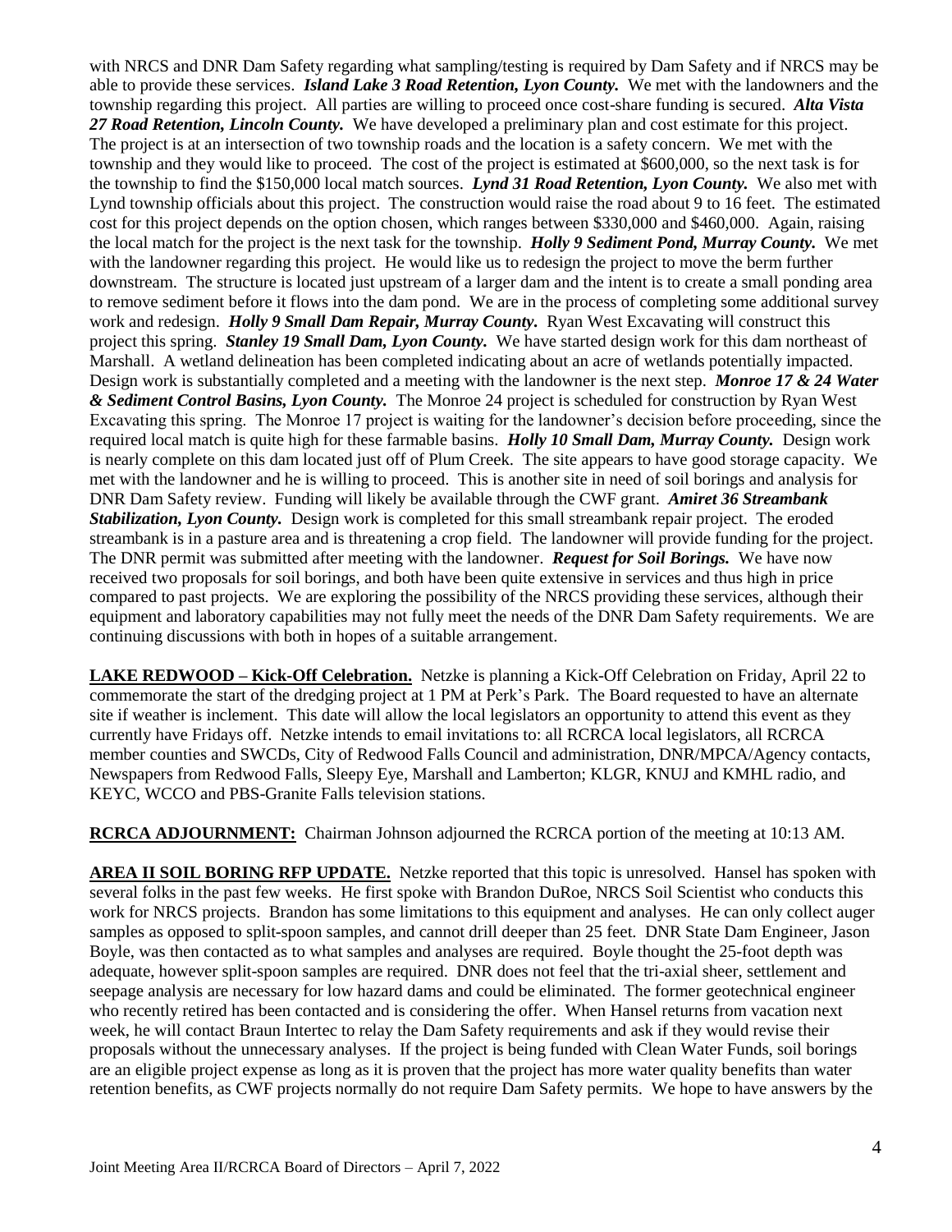with NRCS and DNR Dam Safety regarding what sampling/testing is required by Dam Safety and if NRCS may be able to provide these services. ***Island Lake 3 Road Retention, Lyon County.*** We met with the landowners and the township regarding this project. All parties are willing to proceed once cost-share funding is secured. ***Alta Vista 27 Road Retention, Lincoln County.*** We have developed a preliminary plan and cost estimate for this project. The project is at an intersection of two township roads and the location is a safety concern. We met with the township and they would like to proceed. The cost of the project is estimated at $600,000, so the next task is for the township to find the $150,000 local match sources. ***Lynd 31 Road Retention, Lyon County.*** We also met with Lynd township officials about this project. The construction would raise the road about 9 to 16 feet. The estimated cost for this project depends on the option chosen, which ranges between $330,000 and $460,000. Again, raising the local match for the project is the next task for the township. ***Holly 9 Sediment Pond, Murray County.*** We met with the landowner regarding this project. He would like us to redesign the project to move the berm further downstream. The structure is located just upstream of a larger dam and the intent is to create a small ponding area to remove sediment before it flows into the dam pond. We are in the process of completing some additional survey work and redesign. ***Holly 9 Small Dam Repair, Murray County.*** Ryan West Excavating will construct this project this spring. ***Stanley 19 Small Dam, Lyon County.*** We have started design work for this dam northeast of Marshall. A wetland delineation has been completed indicating about an acre of wetlands potentially impacted. Design work is substantially completed and a meeting with the landowner is the next step. ***Monroe 17 & 24 Water & Sediment Control Basins, Lyon County.*** The Monroe 24 project is scheduled for construction by Ryan West Excavating this spring. The Monroe 17 project is waiting for the landowner's decision before proceeding, since the required local match is quite high for these farmable basins. ***Holly 10 Small Dam, Murray County.*** Design work is nearly complete on this dam located just off of Plum Creek. The site appears to have good storage capacity. We met with the landowner and he is willing to proceed. This is another site in need of soil borings and analysis for DNR Dam Safety review. Funding will likely be available through the CWF grant. ***Amiret 36 Streambank Stabilization, Lyon County.*** Design work is completed for this small streambank repair project. The eroded streambank is in a pasture area and is threatening a crop field. The landowner will provide funding for the project. The DNR permit was submitted after meeting with the landowner. ***Request for Soil Borings.*** We have now received two proposals for soil borings, and both have been quite extensive in services and thus high in price compared to past projects. We are exploring the possibility of the NRCS providing these services, although their equipment and laboratory capabilities may not fully meet the needs of the DNR Dam Safety requirements. We are continuing discussions with both in hopes of a suitable arrangement.

**LAKE REDWOOD – Kick-Off Celebration.** Netzke is planning a Kick-Off Celebration on Friday, April 22 to commemorate the start of the dredging project at 1 PM at Perk's Park. The Board requested to have an alternate site if weather is inclement. This date will allow the local legislators an opportunity to attend this event as they currently have Fridays off. Netzke intends to email invitations to: all RCRCA local legislators, all RCRCA member counties and SWCDs, City of Redwood Falls Council and administration, DNR/MPCA/Agency contacts, Newspapers from Redwood Falls, Sleepy Eye, Marshall and Lamberton; KLGR, KNUJ and KMHL radio, and KEYC, WCCO and PBS-Granite Falls television stations.

**RCRCA ADJOURNMENT:** Chairman Johnson adjourned the RCRCA portion of the meeting at 10:13 AM.

**AREA II SOIL BORING RFP UPDATE.** Netzke reported that this topic is unresolved. Hansel has spoken with several folks in the past few weeks. He first spoke with Brandon DuRoe, NRCS Soil Scientist who conducts this work for NRCS projects. Brandon has some limitations to this equipment and analyses. He can only collect auger samples as opposed to split-spoon samples, and cannot drill deeper than 25 feet. DNR State Dam Engineer, Jason Boyle, was then contacted as to what samples and analyses are required. Boyle thought the 25-foot depth was adequate, however split-spoon samples are required. DNR does not feel that the tri-axial sheer, settlement and seepage analysis are necessary for low hazard dams and could be eliminated. The former geotechnical engineer who recently retired has been contacted and is considering the offer. When Hansel returns from vacation next week, he will contact Braun Intertec to relay the Dam Safety requirements and ask if they would revise their proposals without the unnecessary analyses. If the project is being funded with Clean Water Funds, soil borings are an eligible project expense as long as it is proven that the project has more water quality benefits than water retention benefits, as CWF projects normally do not require Dam Safety permits. We hope to have answers by the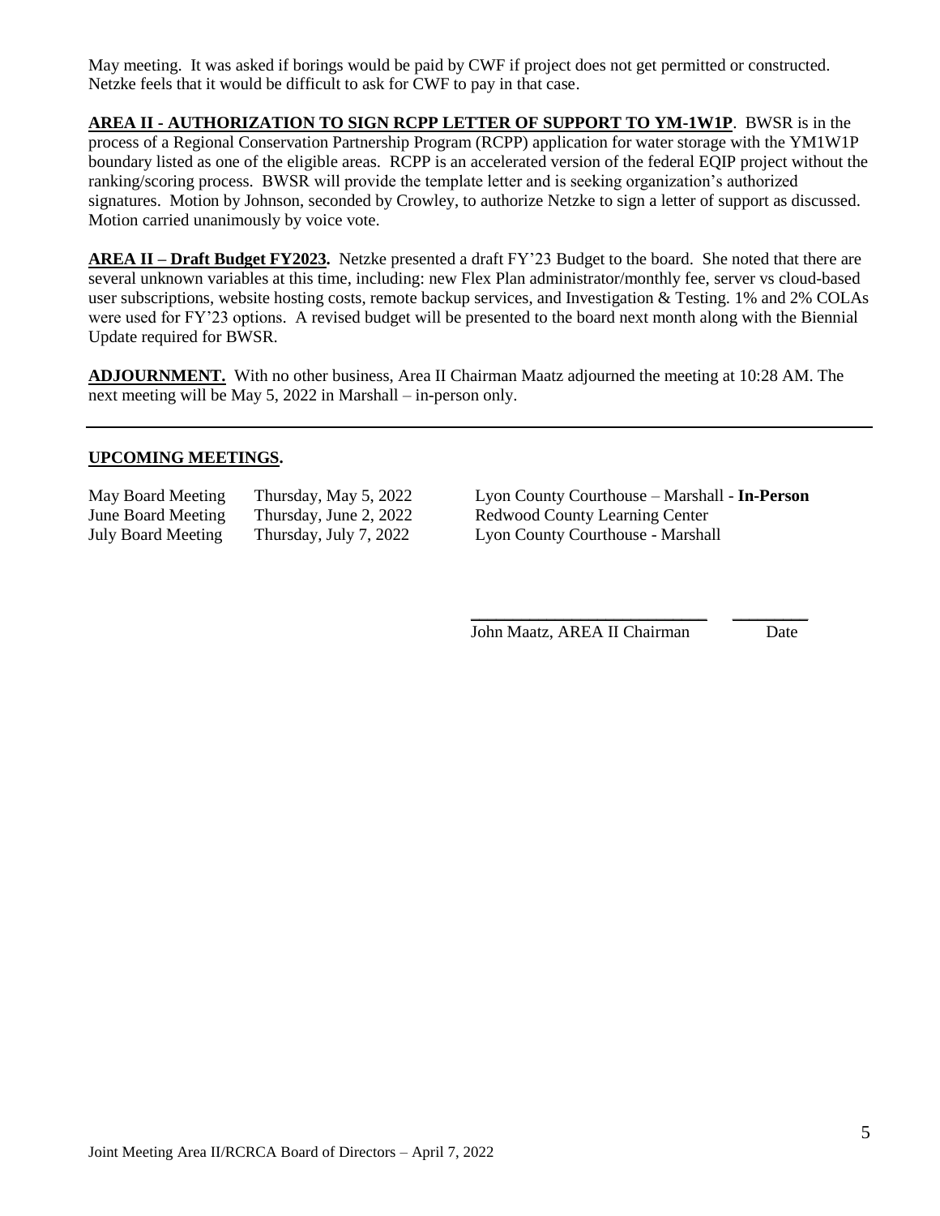May meeting. It was asked if borings would be paid by CWF if project does not get permitted or constructed. Netzke feels that it would be difficult to ask for CWF to pay in that case.

**AREA II - AUTHORIZATION TO SIGN RCPP LETTER OF SUPPORT TO YM-1W1P**. BWSR is in the process of a Regional Conservation Partnership Program (RCPP) application for water storage with the YM1W1P boundary listed as one of the eligible areas. RCPP is an accelerated version of the federal EQIP project without the ranking/scoring process. BWSR will provide the template letter and is seeking organization's authorized signatures. Motion by Johnson, seconded by Crowley, to authorize Netzke to sign a letter of support as discussed. Motion carried unanimously by voice vote.

**AREA II – Draft Budget FY2023.** Netzke presented a draft FY'23 Budget to the board. She noted that there are several unknown variables at this time, including: new Flex Plan administrator/monthly fee, server vs cloud-based user subscriptions, website hosting costs, remote backup services, and Investigation & Testing. 1% and 2% COLAs were used for FY'23 options. A revised budget will be presented to the board next month along with the Biennial Update required for BWSR.

**ADJOURNMENT.** With no other business, Area II Chairman Maatz adjourned the meeting at 10:28 AM. The next meeting will be May 5, 2022 in Marshall – in-person only.

---

**UPCOMING MEETINGS.**

| | | |
|---|---|---|
| May Board Meeting | Thursday, May 5, 2022 | Lyon County Courthouse – Marshall - **In-Person** |
| June Board Meeting | Thursday, June 2, 2022 | Redwood County Learning Center |
| July Board Meeting | Thursday, July 7, 2022 | Lyon County Courthouse - Marshall |

\_\_\_\_\_\_\_\_\_\_\_\_\_\_\_\_\_\_\_\_\_\_\_\_\_\_\_ \_\_\_\_\_\_\_\_\_

John Maatz, AREA II Chairman        Date

Joint Meeting Area II/RCRCA Board of Directors – April 7, 2022